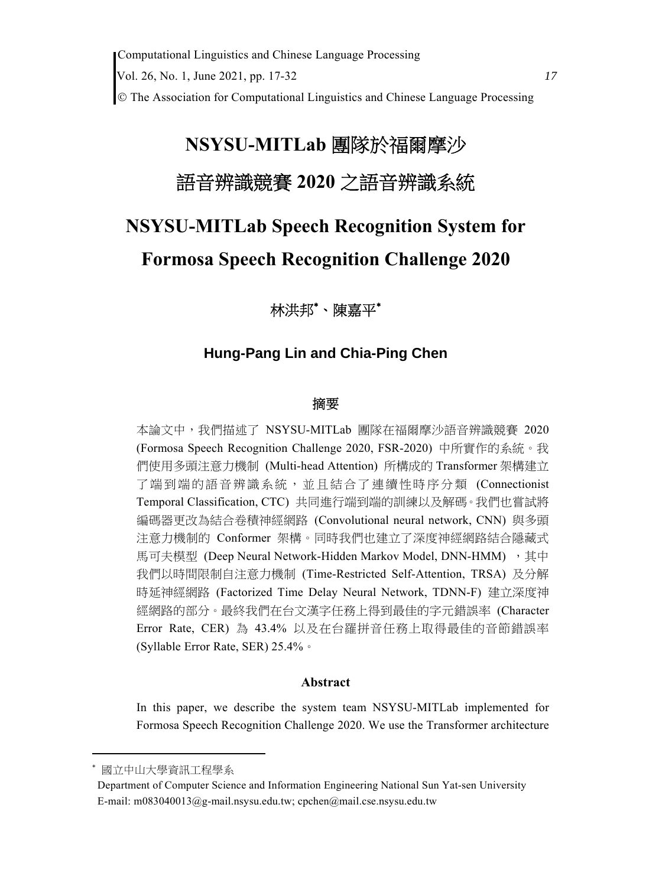# NSYSU-MITLab 團隊於福爾摩沙語音辨識競賽 2020 之語音辨識系統

# NSYSU-MITLab Speech Recognition System for Formosa Speech Recognition Challenge 2020

林洪邦*、陳嘉平*

**Hung-Pang Lin and Chia-Ping Chen**

## 摘要

本論文中，我們描述了 NSYSU-MITLab 團隊在福爾摩沙語音辨識競賽 2020 (Formosa Speech Recognition Challenge 2020, FSR-2020) 中所實作的系統。我們使用多頭注意力機制 (Multi-head Attention) 所構成的 Transformer 架構建立了端到端的語音辨識系統，並且結合了連續性時序分類 (Connectionist Temporal Classification, CTC) 共同進行端到端的訓練以及解碼。我們也嘗試將編碼器更改為結合卷積神經網路 (Convolutional neural network, CNN) 與多頭注意力機制的 Conformer 架構。同時我們也建立了深度神經網路結合隱藏式馬可夫模型 (Deep Neural Network-Hidden Markov Model, DNN-HMM) ，其中我們以時間限制自注意力機制 (Time-Restricted Self-Attention, TRSA) 及分解時延神經網路 (Factorized Time Delay Neural Network, TDNN-F) 建立深度神經網路的部分。最終我們在台文漢字任務上得到最佳的字元錯誤率 (Character Error Rate, CER) 為 43.4% 以及在台羅拼音任務上取得最佳的音節錯誤率 (Syllable Error Rate, SER) 25.4%。

## Abstract

In this paper, we describe the system team NSYSU-MITLab implemented for Formosa Speech Recognition Challenge 2020. We use the Transformer architecture

---

* 國立中山大學資訊工程學系

Department of Computer Science and Information Engineering National Sun Yat-sen University

E-mail: m083040013@g-mail.nsysu.edu.tw; cpchen@mail.cse.nsysu.edu.tw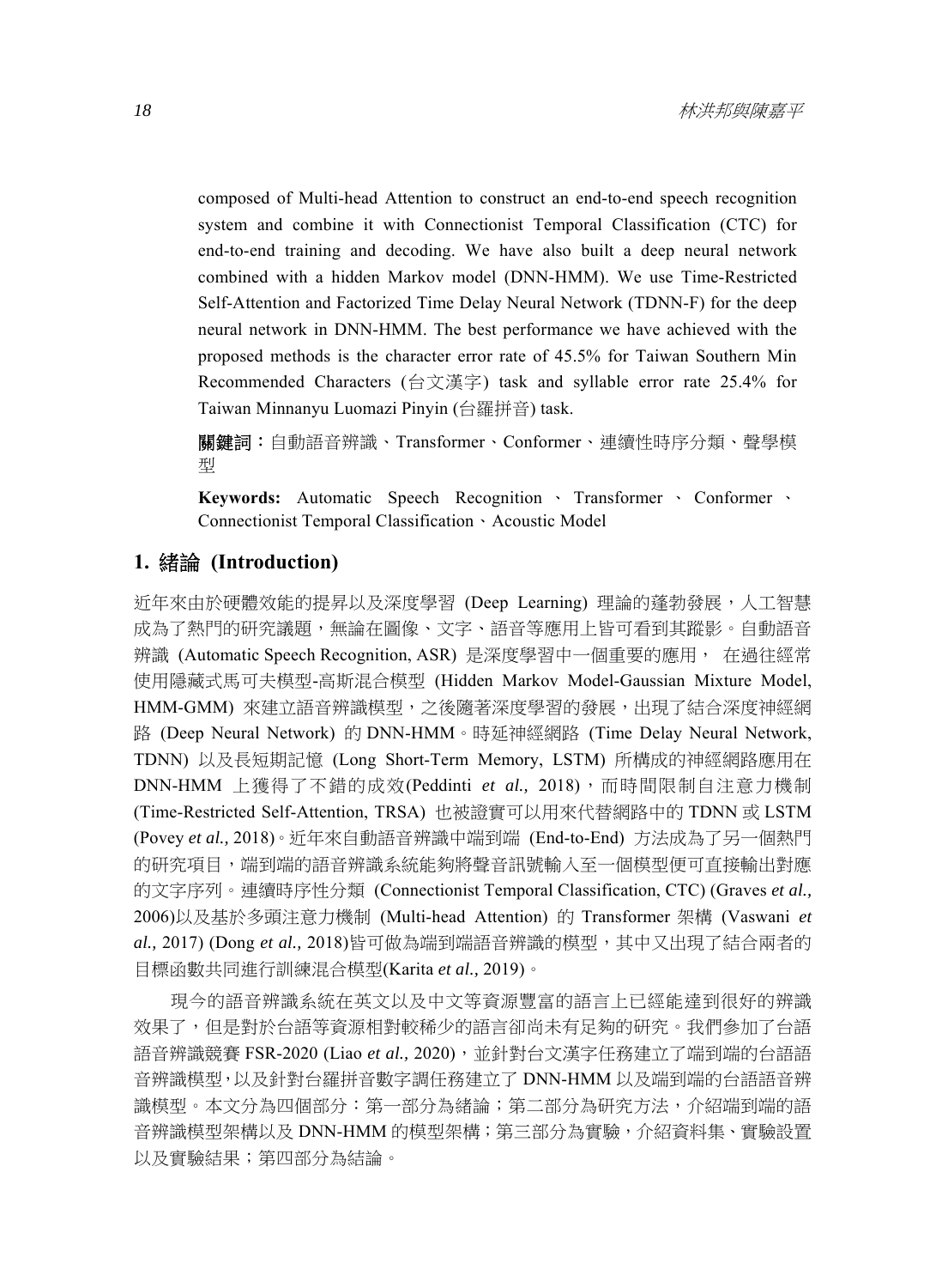composed of Multi-head Attention to construct an end-to-end speech recognition system and combine it with Connectionist Temporal Classification (CTC) for end-to-end training and decoding. We have also built a deep neural network combined with a hidden Markov model (DNN-HMM). We use Time-Restricted Self-Attention and Factorized Time Delay Neural Network (TDNN-F) for the deep neural network in DNN-HMM. The best performance we have achieved with the proposed methods is the character error rate of 45.5% for Taiwan Southern Min Recommended Characters (台文漢字) task and syllable error rate 25.4% for Taiwan Minnanyu Luomazi Pinyin (台羅拼音) task.

**關鍵詞：**自動語音辨識、Transformer、Conformer、連續性時序分類、聲學模型

**Keywords:** Automatic Speech Recognition、Transformer、Conformer、Connectionist Temporal Classification、Acoustic Model

## 1. 緒論 (Introduction)

近年來由於硬體效能的提昇以及深度學習 (Deep Learning) 理論的蓬勃發展，人工智慧成為了熱門的研究議題，無論在圖像、文字、語音等應用上皆可看到其蹤影。自動語音辨識 (Automatic Speech Recognition, ASR) 是深度學習中一個重要的應用， 在過往經常使用隱藏式馬可夫模型-高斯混合模型 (Hidden Markov Model-Gaussian Mixture Model, HMM-GMM) 來建立語音辨識模型，之後隨著深度學習的發展，出現了結合深度神經網路 (Deep Neural Network) 的 DNN-HMM。時延神經網路 (Time Delay Neural Network, TDNN) 以及長短期記憶 (Long Short-Term Memory, LSTM) 所構成的神經網路應用在 DNN-HMM 上獲得了不錯的成效(Peddinti *et al.,* 2018)，而時間限制自注意力機制 (Time-Restricted Self-Attention, TRSA) 也被證實可以用來代替網路中的 TDNN 或 LSTM (Povey *et al.,* 2018)。近年來自動語音辨識中端到端 (End-to-End) 方法成為了另一個熱門的研究項目，端到端的語音辨識系統能夠將聲音訊號輸入至一個模型便可直接輸出對應的文字序列。連續時序性分類 (Connectionist Temporal Classification, CTC) (Graves *et al.,* 2006)以及基於多頭注意力機制 (Multi-head Attention) 的 Transformer 架構 (Vaswani *et al.,* 2017) (Dong *et al.,* 2018)皆可做為端到端語音辨識的模型，其中又出現了結合兩者的目標函數共同進行訓練混合模型(Karita *et al.,* 2019)。

現今的語音辨識系統在英文以及中文等資源豐富的語言上已經能達到很好的辨識效果了，但是對於台語等資源相對較稀少的語言卻尚未有足夠的研究。我們參加了台語語音辨識競賽 FSR-2020 (Liao *et al.,* 2020)，並針對台文漢字任務建立了端到端的台語語音辨識模型，以及針對台羅拼音數字調任務建立了 DNN-HMM 以及端到端的台語語音辨識模型。本文分為四個部分：第一部分為緒論；第二部分為研究方法，介紹端到端的語音辨識模型架構以及 DNN-HMM 的模型架構；第三部分為實驗，介紹資料集、實驗設置以及實驗結果；第四部分為結論。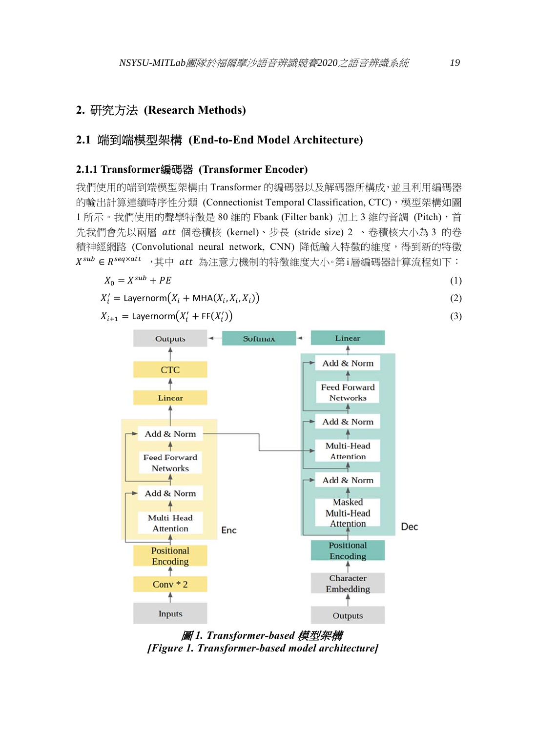## 2. 研究方法 (Research Methods)

### 2.1 端到端模型架構 (End-to-End Model Architecture)

#### 2.1.1 Transformer編碼器 (Transformer Encoder)

我們使用的端到端模型架構由 Transformer 的編碼器以及解碼器所構成，並且利用編碼器的輸出計算連續時序性分類 (Connectionist Temporal Classification, CTC)，模型架構如圖 1 所示。我們使用的聲學特徵是 80 維的 Fbank (Filter bank) 加上 3 維的音調 (Pitch)，首先我們會先以兩層 $att$ 個卷積核 (kernel)、步長 (stride size) 2 、卷積核大小為 3 的卷積神經網路 (Convolutional neural network, CNN) 降低輸入特徵的維度，得到新的特徵 $X^{sub} \in R^{seq \times att}$ ，其中 $att$ 為注意力機制的特徵維度大小。第i層編碼器計算流程如下：

$$X_0 = X^{sub} + PE \tag{1}$$

$$X_i' = \text{Layernorm}(X_i + \text{MHA}(X_i, X_i, X_i)) \tag{2}$$

$$X_{i+1} = \text{Layernorm}(X_i' + \text{FF}(X_i')) \tag{3}$$

**圖 1. Transformer-based 模型架構**
**[Figure 1. Transformer-based model architecture]**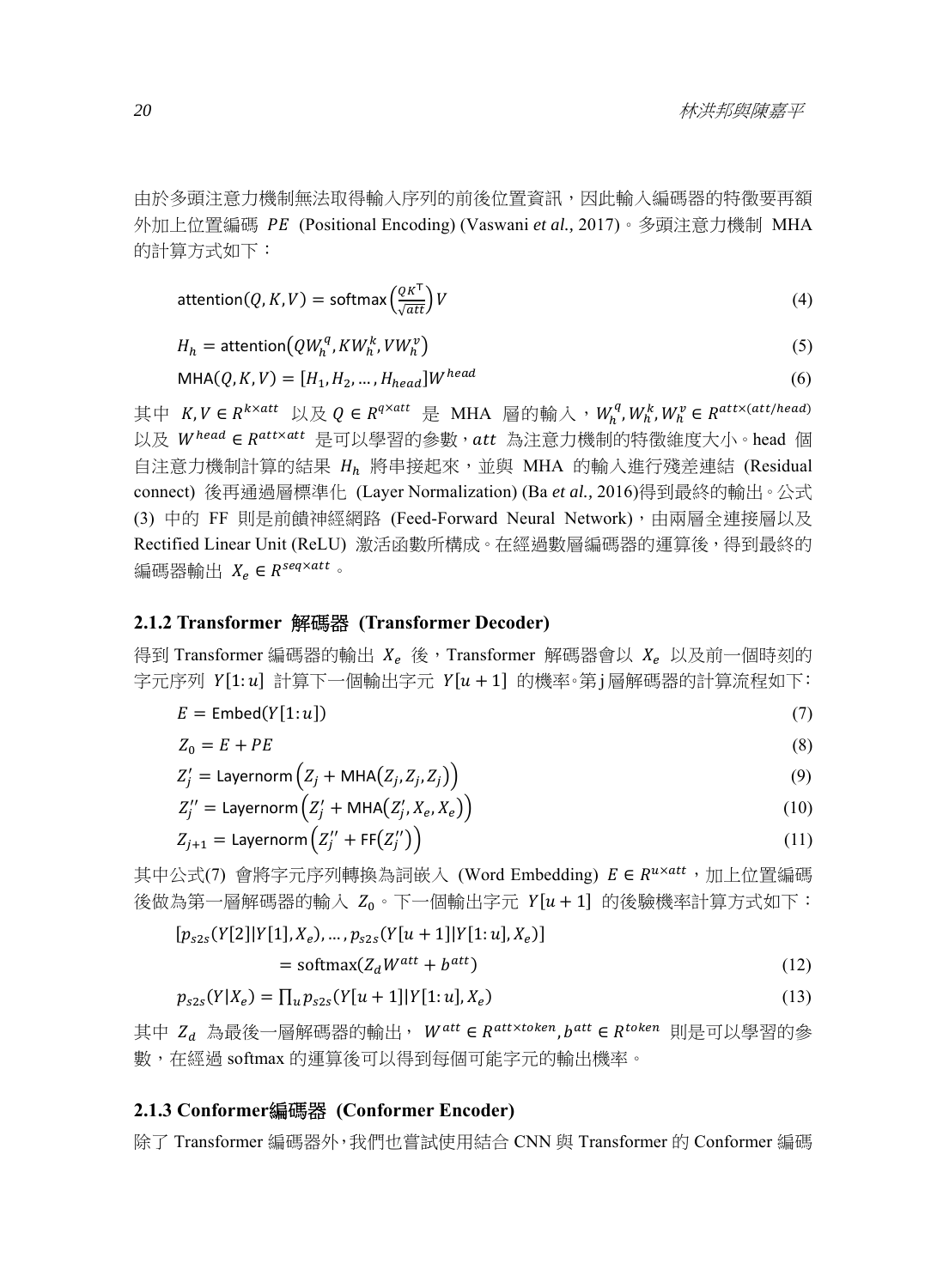由於多頭注意力機制無法取得輸入序列的前後位置資訊，因此輸入編碼器的特徵要再額外加上位置編碼 $PE$ (Positional Encoding) (Vaswani *et al.*, 2017)。多頭注意力機制 MHA 的計算方式如下：

$$\text{attention}(Q, K, V) = \text{softmax}\left(\frac{QK^{\top}}{\sqrt{att}}\right)V \tag{4}$$

$$H_h = \text{attention}\left(QW_h^q, KW_h^k, VW_h^v\right) \tag{5}$$

$$\text{MHA}(Q, K, V) = [H_1, H_2, \dots, H_{head}]W^{head} \tag{6}$$

其中 $K, V \in R^{k \times att}$ 以及 $Q \in R^{q \times att}$ 是 MHA 層的輸入，$W_h^q, W_h^k, W_h^v \in R^{att \times (att/head)}$ 以及 $W^{head} \in R^{att \times att}$ 是可以學習的參數，$att$ 為注意力機制的特徵維度大小。head 個自注意力機制計算的結果 $H_h$ 將串接起來，並與 MHA 的輸入進行殘差連結 (Residual connect) 後再通過層標準化 (Layer Normalization) (Ba *et al.*, 2016)得到最終的輸出。公式(3) 中的 FF 則是前饋神經網路 (Feed-Forward Neural Network)，由兩層全連接層以及 Rectified Linear Unit (ReLU) 激活函數所構成。在經過數層編碼器的運算後，得到最終的編碼器輸出 $X_e \in R^{seq \times att}$。

### 2.1.2 Transformer 解碼器 (Transformer Decoder)

得到 Transformer 編碼器的輸出 $X_e$ 後，Transformer 解碼器會以 $X_e$ 以及前一個時刻的字元序列 $Y[1{:}u]$ 計算下一個輸出字元 $Y[u+1]$ 的機率。第 j 層解碼器的計算流程如下：

$$E = \text{Embed}(Y[1{:}u]) \tag{7}$$

$$Z_0 = E + PE \tag{8}$$

$$Z_j' = \text{Layernorm}\left(Z_j + \text{MHA}(Z_j, Z_j, Z_j)\right) \tag{9}$$

$$Z_j'' = \text{Layernorm}\left(Z_j' + \text{MHA}(Z_j', X_e, X_e)\right) \tag{10}$$

$$Z_{j+1} = \text{Layernorm}\left(Z_j'' + \text{FF}(Z_j'')\right) \tag{11}$$

其中公式(7) 會將字元序列轉換為詞嵌入 (Word Embedding) $E \in R^{u \times att}$，加上位置編碼後做為第一層解碼器的輸入 $Z_0$。下一個輸出字元 $Y[u+1]$ 的後驗機率計算方式如下：

$$[p_{s2s}(Y[2]|Y[1], X_e), \dots, p_{s2s}(Y[u+1]|Y[1{:}u], X_e)] = \text{softmax}(Z_d W^{att} + b^{att}) \tag{12}$$

$$p_{s2s}(Y|X_e) = \prod_u p_{s2s}(Y[u+1]|Y[1{:}u], X_e) \tag{13}$$

其中 $Z_d$ 為最後一層解碼器的輸出，$W^{att} \in R^{att \times token}, b^{att} \in R^{token}$ 則是可以學習的參數，在經過 softmax 的運算後可以得到每個可能字元的輸出機率。

### 2.1.3 Conformer編碼器 (Conformer Encoder)

除了 Transformer 編碼器外，我們也嘗試使用結合 CNN 與 Transformer 的 Conformer 編碼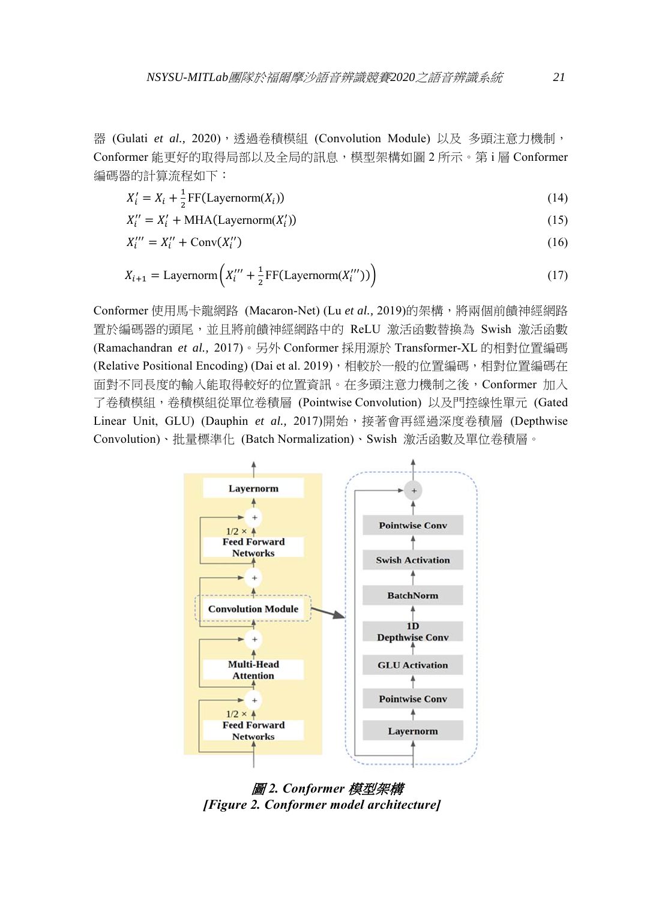器 (Gulati *et al.*, 2020)，透過卷積模組 (Convolution Module) 以及 多頭注意力機制，Conformer 能更好的取得局部以及全局的訊息，模型架構如圖 2 所示。第 i 層 Conformer 編碼器的計算流程如下：

$$X_i' = X_i + \frac{1}{2}\text{FF}(\text{Layernorm}(X_i)) \tag{14}$$

$$X_i'' = X_i' + \text{MHA}(\text{Layernorm}(X_i')) \tag{15}$$

$$X_i''' = X_i'' + \text{Conv}(X_i'') \tag{16}$$

$$X_{i+1} = \text{Layernorm}\left(X_i''' + \frac{1}{2}\text{FF}(\text{Layernorm}(X_i'''))\right) \tag{17}$$

Conformer 使用馬卡龍網路 (Macaron-Net) (Lu *et al.*, 2019)的架構，將兩個前饋神經網路置於編碼器的頭尾，並且將前饋神經網路中的 ReLU 激活函數替換為 Swish 激活函數 (Ramachandran *et al.*, 2017)。另外 Conformer 採用源於 Transformer-XL 的相對位置編碼 (Relative Positional Encoding) (Dai et al. 2019)，相較於一般的位置編碼，相對位置編碼在面對不同長度的輸入能取得較好的位置資訊。在多頭注意力機制之後，Conformer 加入了卷積模組，卷積模組從單位卷積層 (Pointwise Convolution) 以及門控線性單元 (Gated Linear Unit, GLU) (Dauphin *et al.*, 2017)開始，接著會再經過深度卷積層 (Depthwise Convolution)、批量標準化 (Batch Normalization)、Swish 激活函數及單位卷積層。

***圖 2. Conformer 模型架構***
***[Figure 2. Conformer model architecture]***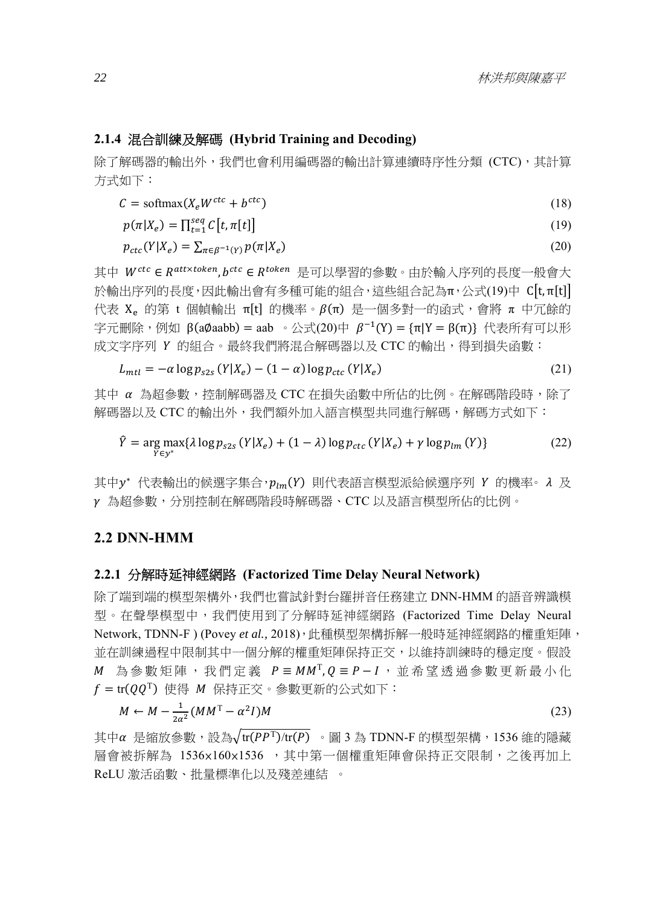### 2.1.4 混合訓練及解碼 (Hybrid Training and Decoding)

除了解碼器的輸出外，我們也會利用編碼器的輸出計算連續時序性分類 (CTC)，其計算方式如下：

$$C = \mathrm{softmax}(X_e W^{ctc} + b^{ctc}) \tag{18}$$

$$p(\pi|X_e) = \prod_{t=1}^{seq} C\big[t, \pi[t]\big] \tag{19}$$

$$p_{ctc}(Y|X_e) = \sum_{\pi \in \beta^{-1}(Y)} p(\pi|X_e) \tag{20}$$

其中 $W^{ctc} \in R^{att \times token}, b^{ctc} \in R^{token}$ 是可以學習的參數。由於輸入序列的長度一般會大於輸出序列的長度，因此輸出會有多種可能的組合，這些組合記為$\pi$，公式(19)中 $C[t, \pi[t]]$ 代表 $X_e$ 的第 t 個幀輸出 $\pi[t]$ 的機率。$\beta(\pi)$ 是一個多對一的函式，會將 $\pi$ 中冗餘的字元刪除，例如 $\beta(\text{a}\emptyset\text{aabb}) = \text{aab}$ 。公式(20)中 $\beta^{-1}(Y) = \{\pi | Y = \beta(\pi)\}$ 代表所有可以形成文字序列 $Y$ 的組合。最終我們將混合解碼器以及 CTC 的輸出，得到損失函數：

$$L_{mtl} = -\alpha \log p_{s2s}(Y|X_e) - (1-\alpha) \log p_{ctc}(Y|X_e) \tag{21}$$

其中 $\alpha$ 為超參數，控制解碼器及 CTC 在損失函數中所佔的比例。在解碼階段時，除了解碼器以及 CTC 的輸出外，我們額外加入語言模型共同進行解碼，解碼方式如下：

$$\hat{Y} = \arg\max_{Y \in y^*} \{\lambda \log p_{s2s}(Y|X_e) + (1-\lambda) \log p_{ctc}(Y|X_e) + \gamma \log p_{lm}(Y)\} \tag{22}$$

其中$y^*$ 代表輸出的候選字集合，$p_{lm}(Y)$ 則代表語言模型派給候選序列 $Y$ 的機率。$\lambda$ 及 $\gamma$ 為超參數，分別控制在解碼階段時解碼器、CTC 以及語言模型所佔的比例。

## 2.2 DNN-HMM

### 2.2.1 分解時延神經網路 (Factorized Time Delay Neural Network)

除了端到端的模型架構外，我們也嘗試針對台羅拼音任務建立 DNN-HMM 的語音辨識模型。在聲學模型中，我們使用到了分解時延神經網路 (Factorized Time Delay Neural Network, TDNN-F ) (Povey *et al.*, 2018)，此種模型架構拆解一般時延神經網路的權重矩陣，並在訓練過程中限制其中一個分解的權重矩陣保持正交，以維持訓練時的穩定度。假設 $M$ 為參數矩陣，我們定義 $P \equiv MM^{\mathrm{T}}, Q \equiv P - I$，並希望透過參數更新最小化 $f = \mathrm{tr}(QQ^{\mathrm{T}})$ 使得 $M$ 保持正交。參數更新的公式如下：

$$M \leftarrow M - \frac{1}{2\alpha^2}(MM^{\mathrm{T}} - \alpha^2 I)M \tag{23}$$

其中$\alpha$ 是縮放參數，設為$\sqrt{\mathrm{tr}(PP^{\mathrm{T}})/\mathrm{tr}(P)}$ 。圖 3 為 TDNN-F 的模型架構，1536 維的隱藏層會被拆解為 1536×160×1536 ，其中第一個權重矩陣會保持正交限制，之後再加上 ReLU 激活函數、批量標準化以及殘差連結 。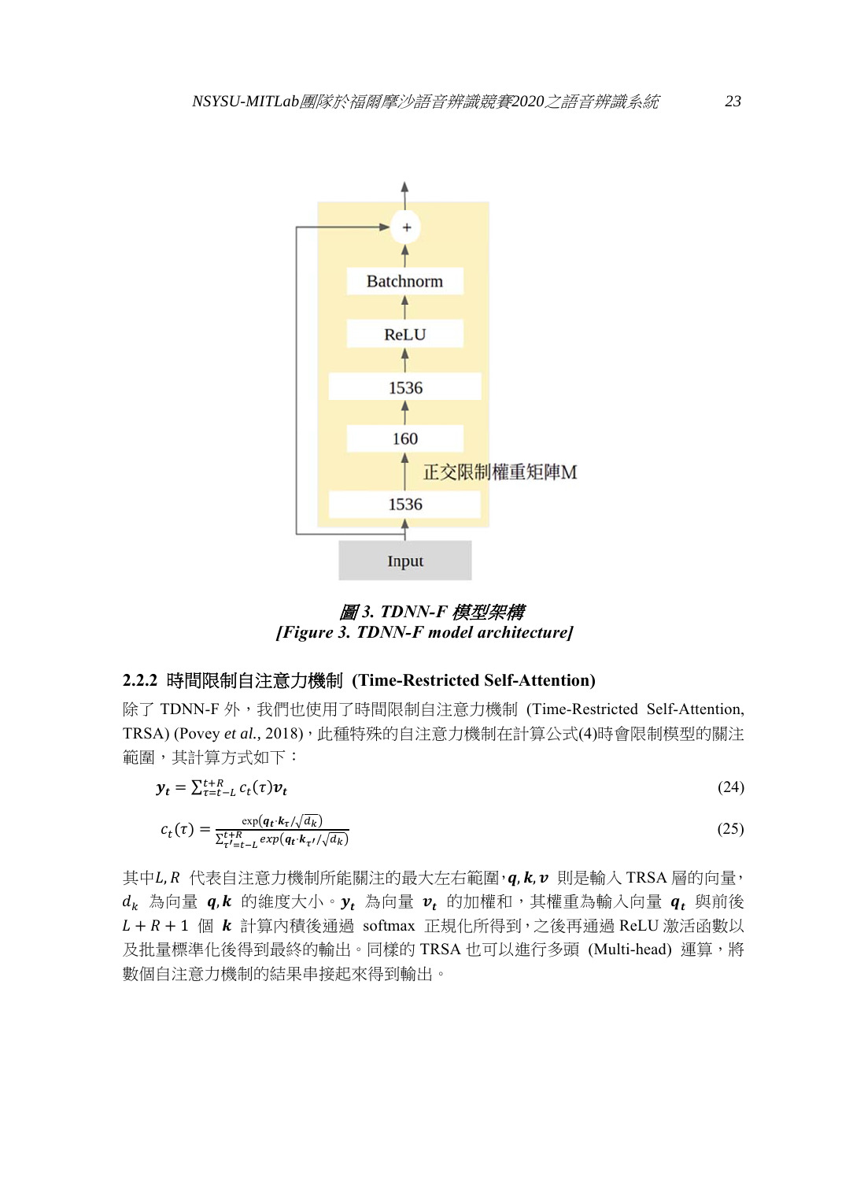圖 3. TDNN-F 模型架構
[Figure 3. TDNN-F model architecture]

### 2.2.2 時間限制自注意力機制 (Time-Restricted Self-Attention)

除了 TDNN-F 外，我們也使用了時間限制自注意力機制 (Time-Restricted Self-Attention, TRSA) (Povey *et al.*, 2018)，此種特殊的自注意力機制在計算公式(4)時會限制模型的關注範圍，其計算方式如下：

$$\boldsymbol{y_t} = \sum_{\tau=t-L}^{t+R} c_t(\tau)\boldsymbol{v_t} \tag{24}$$

$$c_t(\tau) = \frac{\exp(\boldsymbol{q_t}\cdot\boldsymbol{k_\tau}/\sqrt{d_k})}{\sum_{\tau'=t-L}^{t+R} exp(\boldsymbol{q_t}\cdot\boldsymbol{k_{\tau'}}/\sqrt{d_k})} \tag{25}$$

其中$L, R$ 代表自注意力機制所能關注的最大左右範圍，$\boldsymbol{q}, \boldsymbol{k}, \boldsymbol{v}$ 則是輸入 TRSA 層的向量，$d_k$ 為向量 $\boldsymbol{q}, \boldsymbol{k}$ 的維度大小。$\boldsymbol{y_t}$ 為向量 $\boldsymbol{v_t}$ 的加權和，其權重為輸入向量 $\boldsymbol{q_t}$ 與前後 $L+R+1$ 個 $\boldsymbol{k}$ 計算內積後通過 softmax 正規化所得到，之後再通過 ReLU 激活函數以及批量標準化後得到最終的輸出。同樣的 TRSA 也可以進行多頭 (Multi-head) 運算，將數個自注意力機制的結果串接起來得到輸出。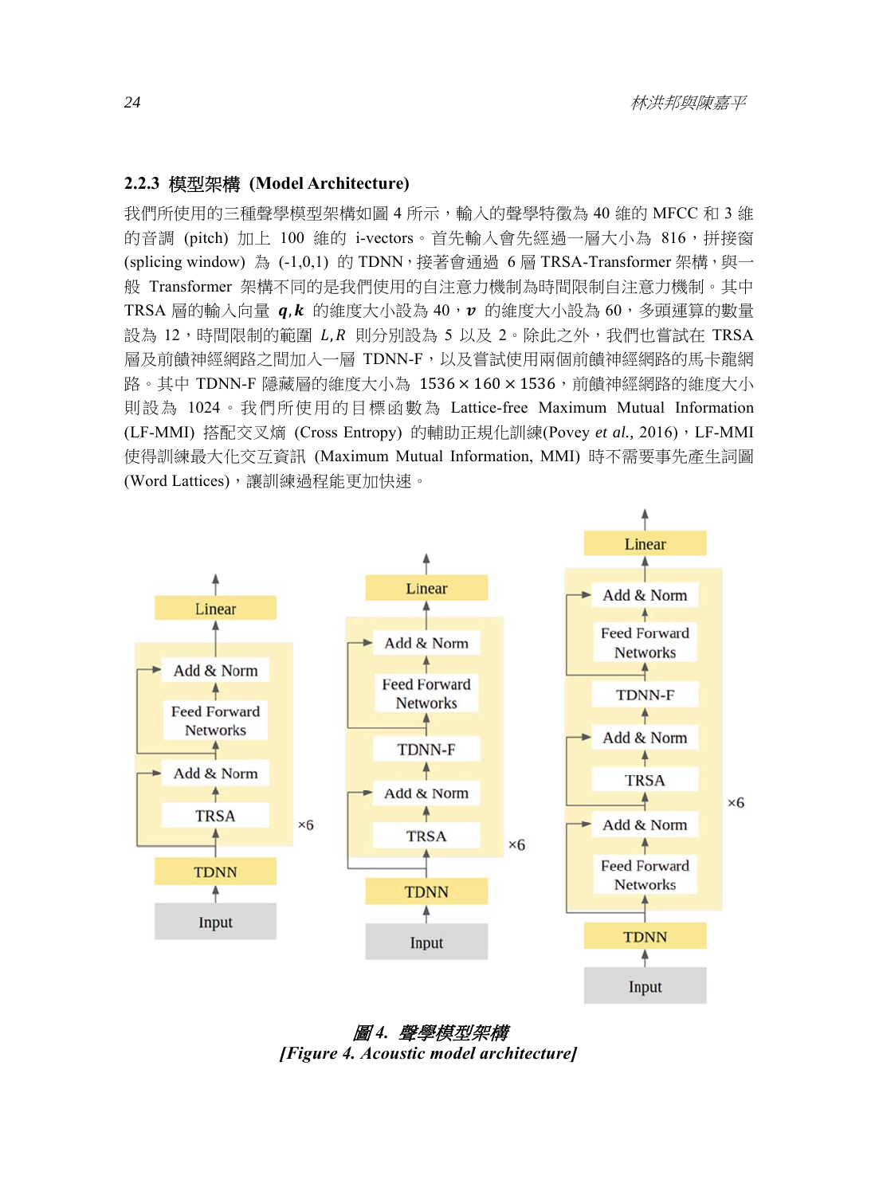### 2.2.3 模型架構 (Model Architecture)

我們所使用的三種聲學模型架構如圖 4 所示，輸入的聲學特徵為 40 維的 MFCC 和 3 維的音調 (pitch) 加上 100 維的 i-vectors。首先輸入會先經過一層大小為 816，拼接窗 (splicing window) 為 (-1,0,1) 的 TDNN，接著會通過 6 層 TRSA-Transformer 架構，與一般 Transformer 架構不同的是我們使用的自注意力機制為時間限制自注意力機制。其中 TRSA 層的輸入向量 $\boldsymbol{q},\boldsymbol{k}$ 的維度大小設為 40，$\boldsymbol{v}$ 的維度大小設為 60，多頭運算的數量設為 12，時間限制的範圍 $L,R$ 則分別設為 5 以及 2。除此之外，我們也嘗試在 TRSA 層及前饋神經網路之間加入一層 TDNN-F，以及嘗試使用兩個前饋神經網路的馬卡龍網路。其中 TDNN-F 隱藏層的維度大小為 $1536 \times 160 \times 1536$，前饋神經網路的維度大小則設為 1024。我們所使用的目標函數為 Lattice-free Maximum Mutual Information (LF-MMI) 搭配交叉熵 (Cross Entropy) 的輔助正規化訓練(Povey *et al.*, 2016)，LF-MMI 使得訓練最大化交互資訊 (Maximum Mutual Information, MMI) 時不需要事先產生詞圖 (Word Lattices)，讓訓練過程能更加快速。

**圖 4. 聲學模型架構**
**[Figure 4. Acoustic model architecture]**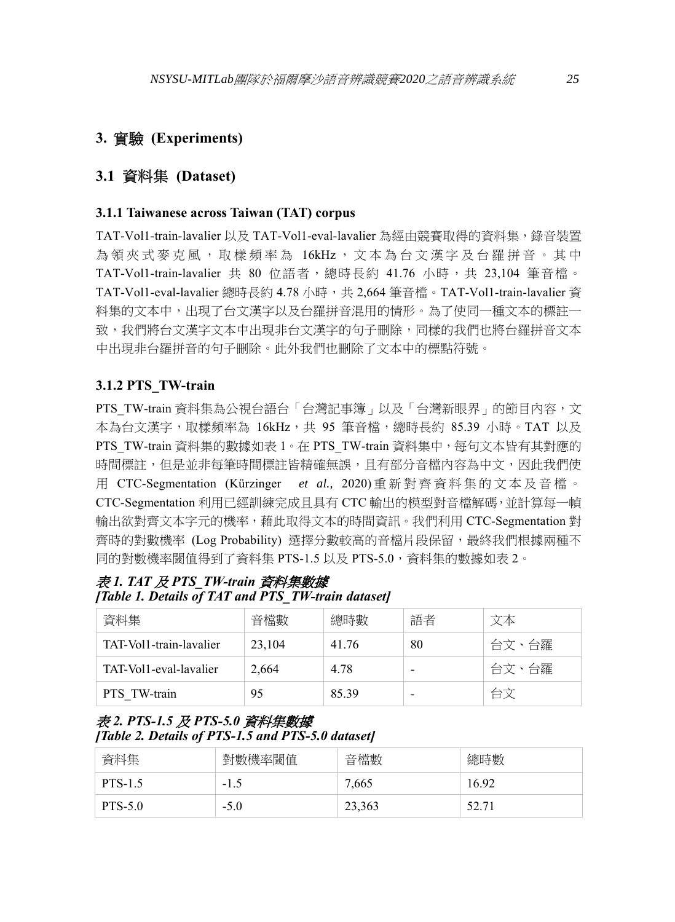# 3. 實驗 (Experiments)

## 3.1 資料集 (Dataset)

### 3.1.1 Taiwanese across Taiwan (TAT) corpus

TAT-Vol1-train-lavalier 以及 TAT-Vol1-eval-lavalier 為經由競賽取得的資料集，錄音裝置為領夾式麥克風，取樣頻率為 16kHz，文本為台文漢字及台羅拼音。其中 TAT-Vol1-train-lavalier 共 80 位語者，總時長約 41.76 小時，共 23,104 筆音檔。TAT-Vol1-eval-lavalier 總時長約 4.78 小時，共 2,664 筆音檔。TAT-Vol1-train-lavalier 資料集的文本中，出現了台文漢字以及台羅拼音混用的情形。為了使同一種文本的標註一致，我們將台文漢字文本中出現非台文漢字的句子刪除，同樣的我們也將台羅拼音文本中出現非台羅拼音的句子刪除。此外我們也刪除了文本中的標點符號。

### 3.1.2 PTS_TW-train

PTS_TW-train 資料集為公視台語台「台灣記事簿」以及「台灣新眼界」的節目內容，文本為台文漢字，取樣頻率為 16kHz，共 95 筆音檔，總時長約 85.39 小時。TAT 以及 PTS_TW-train 資料集的數據如表 1。在 PTS_TW-train 資料集中，每句文本皆有其對應的時間標註，但是並非每筆時間標註皆精確無誤，且有部分音檔內容為中文，因此我們使用 CTC-Segmentation (Kürzinger *et al.,* 2020) 重新對齊資料集的文本及音檔。CTC-Segmentation 利用已經訓練完成且具有 CTC 輸出的模型對音檔解碼，並計算每一幀輸出欲對齊文本字元的機率，藉此取得文本的時間資訊。我們利用 CTC-Segmentation 對齊時的對數機率 (Log Probability) 選擇分數較高的音檔片段保留，最終我們根據兩種不同的對數機率閾值得到了資料集 PTS-1.5 以及 PTS-5.0，資料集的數據如表 2。

***表 1. TAT 及 PTS_TW-train 資料集數據***
***[Table 1. Details of TAT and PTS_TW-train dataset]***

| 資料集 | 音檔數 | 總時數 | 語者 | 文本 |
|---|---|---|---|---|
| TAT-Vol1-train-lavalier | 23,104 | 41.76 | 80 | 台文、台羅 |
| TAT-Vol1-eval-lavalier | 2,664 | 4.78 | - | 台文、台羅 |
| PTS_TW-train | 95 | 85.39 | - | 台文 |

***表 2. PTS-1.5 及 PTS-5.0 資料集數據***
***[Table 2. Details of PTS-1.5 and PTS-5.0 dataset]***

| 資料集 | 對數機率閾值 | 音檔數 | 總時數 |
|---|---|---|---|
| PTS-1.5 | -1.5 | 7,665 | 16.92 |
| PTS-5.0 | -5.0 | 23,363 | 52.71 |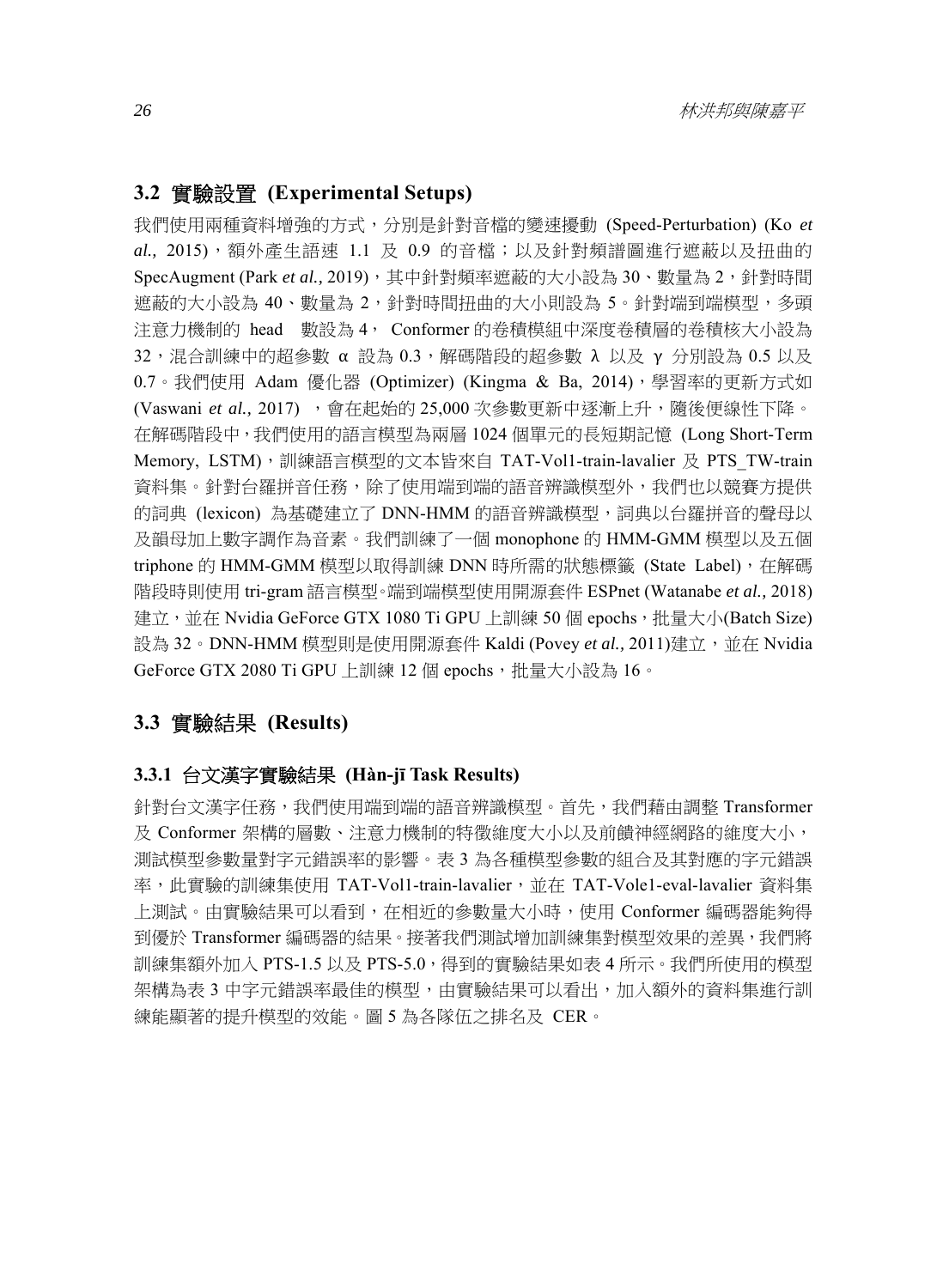## 3.2 實驗設置 (Experimental Setups)

我們使用兩種資料增強的方式，分別是針對音檔的變速擾動 (Speed-Perturbation) (Ko *et al.,* 2015)，額外產生語速 1.1 及 0.9 的音檔；以及針對頻譜圖進行遮蔽以及扭曲的 SpecAugment (Park *et al.,* 2019)，其中針對頻率遮蔽的大小設為 30、數量為 2，針對時間遮蔽的大小設為 40、數量為 2，針對時間扭曲的大小則設為 5。針對端到端模型，多頭注意力機制的 head 數設為 4， Conformer 的卷積模組中深度卷積層的卷積核大小設為 32，混合訓練中的超參數 α 設為 0.3，解碼階段的超參數 λ 以及 γ 分別設為 0.5 以及 0.7。我們使用 Adam 優化器 (Optimizer) (Kingma & Ba, 2014)，學習率的更新方式如 (Vaswani *et al.,* 2017) ，會在起始的 25,000 次參數更新中逐漸上升，隨後便線性下降。在解碼階段中，我們使用的語言模型為兩層 1024 個單元的長短期記憶 (Long Short-Term Memory, LSTM)，訓練語言模型的文本皆來自 TAT-Vol1-train-lavalier 及 PTS_TW-train 資料集。針對台羅拼音任務，除了使用端到端的語音辨識模型外，我們也以競賽方提供的詞典 (lexicon) 為基礎建立了 DNN-HMM 的語音辨識模型，詞典以台羅拼音的聲母以及韻母加上數字調作為音素。我們訓練了一個 monophone 的 HMM-GMM 模型以及五個 triphone 的 HMM-GMM 模型以取得訓練 DNN 時所需的狀態標籤 (State Label)，在解碼階段時則使用 tri-gram 語言模型。端到端模型使用開源套件 ESPnet (Watanabe *et al.,* 2018) 建立，並在 Nvidia GeForce GTX 1080 Ti GPU 上訓練 50 個 epochs，批量大小(Batch Size) 設為 32。DNN-HMM 模型則是使用開源套件 Kaldi (Povey *et al.,* 2011)建立，並在 Nvidia GeForce GTX 2080 Ti GPU 上訓練 12 個 epochs，批量大小設為 16。

## 3.3 實驗結果 (Results)

### 3.3.1 台文漢字實驗結果 (Hàn-jī Task Results)

針對台文漢字任務，我們使用端到端的語音辨識模型。首先，我們藉由調整 Transformer 及 Conformer 架構的層數、注意力機制的特徵維度大小以及前饋神經網路的維度大小，測試模型參數量對字元錯誤率的影響。表 3 為各種模型參數的組合及其對應的字元錯誤率，此實驗的訓練集使用 TAT-Vol1-train-lavalier，並在 TAT-Vole1-eval-lavalier 資料集上測試。由實驗結果可以看到，在相近的參數量大小時，使用 Conformer 編碼器能夠得到優於 Transformer 編碼器的結果。接著我們測試增加訓練集對模型效果的差異，我們將訓練集額外加入 PTS-1.5 以及 PTS-5.0，得到的實驗結果如表 4 所示。我們所使用的模型架構為表 3 中字元錯誤率最佳的模型，由實驗結果可以看出，加入額外的資料集進行訓練能顯著的提升模型的效能。圖 5 為各隊伍之排名及 CER。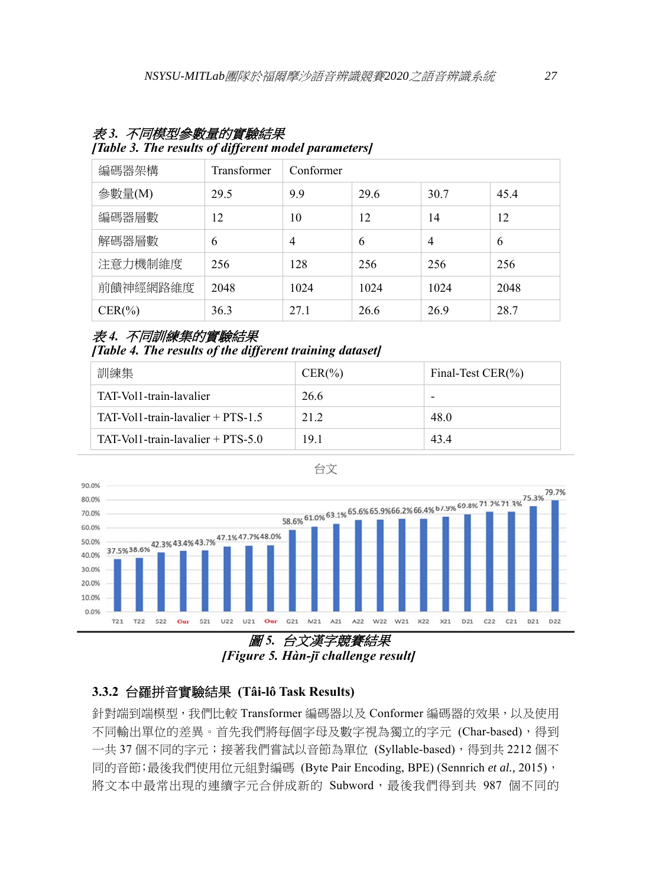*表 3. 不同模型參數量的實驗結果*
***[Table 3. The results of different model parameters]***

| 編碼器架構 | Transformer | Conformer | | | |
|---|---|---|---|---|---|
| 參數量(M) | 29.5 | 9.9 | 29.6 | 30.7 | 45.4 |
| 編碼器層數 | 12 | 10 | 12 | 14 | 12 |
| 解碼器層數 | 6 | 4 | 6 | 4 | 6 |
| 注意力機制維度 | 256 | 128 | 256 | 256 | 256 |
| 前饋神經網路維度 | 2048 | 1024 | 1024 | 1024 | 2048 |
| CER(%) | 36.3 | 27.1 | 26.6 | 26.9 | 28.7 |

*表 4. 不同訓練集的實驗結果*
***[Table 4. The results of the different training dataset]***

| 訓練集 | CER(%) | Final-Test CER(%) |
|---|---|---|
| TAT-Vol1-train-lavalier | 26.6 | - |
| TAT-Vol1-train-lavalier + PTS-1.5 | 21.2 | 48.0 |
| TAT-Vol1-train-lavalier + PTS-5.0 | 19.1 | 43.4 |

*圖 5. 台文漢字競賽結果*
***[Figure 5. Hàn-jī challenge result]***

### 3.3.2 台羅拼音實驗結果 (Tâi-lô Task Results)

針對端到端模型，我們比較 Transformer 編碼器以及 Conformer 編碼器的效果，以及使用不同輸出單位的差異。首先我們將每個字母及數字視為獨立的字元 (Char-based)，得到一共 37 個不同的字元；接著我們嘗試以音節為單位 (Syllable-based)，得到共 2212 個不同的音節;最後我們使用位元組對編碼 (Byte Pair Encoding, BPE) (Sennrich *et al.*, 2015)，將文本中最常出現的連續字元合併成新的 Subword，最後我們得到共 987 個不同的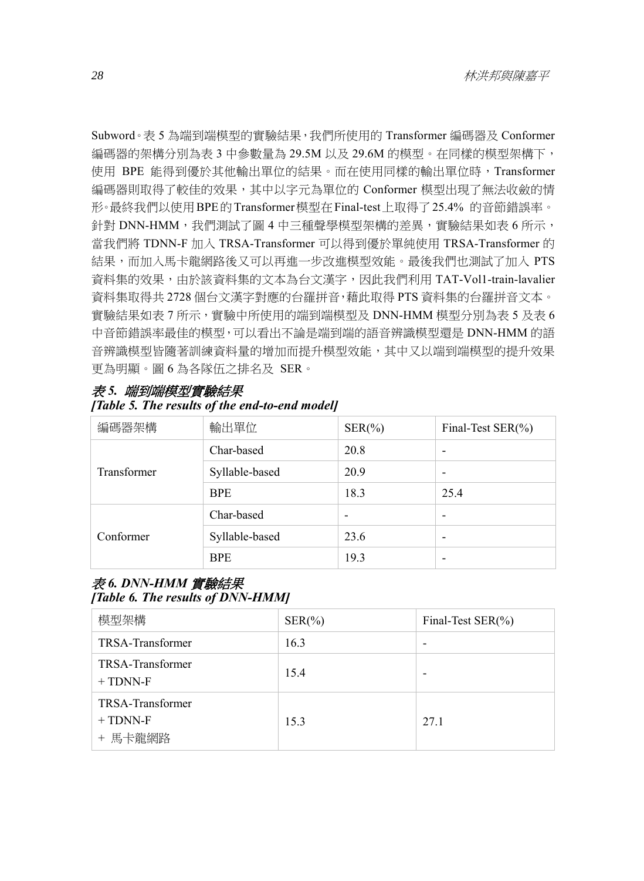Subword。表 5 為端到端模型的實驗結果，我們所使用的 Transformer 編碼器及 Conformer 編碼器的架構分別為表 3 中參數量為 29.5M 以及 29.6M 的模型。在同樣的模型架構下，使用 BPE 能得到優於其他輸出單位的結果。而在使用同樣的輸出單位時，Transformer 編碼器則取得了較佳的效果，其中以字元為單位的 Conformer 模型出現了無法收斂的情形。最終我們以使用BPE的Transformer模型在Final-test上取得了25.4% 的音節錯誤率。針對 DNN-HMM，我們測試了圖 4 中三種聲學模型架構的差異，實驗結果如表 6 所示，當我們將 TDNN-F 加入 TRSA-Transformer 可以得到優於單純使用 TRSA-Transformer 的結果，而加入馬卡龍網路後又可以再進一步改進模型效能。最後我們也測試了加入 PTS 資料集的效果，由於該資料集的文本為台文漢字，因此我們利用 TAT-Vol1-train-lavalier 資料集取得共 2728 個台文漢字對應的台羅拼音，藉此取得 PTS 資料集的台羅拼音文本。實驗結果如表 7 所示，實驗中所使用的端到端模型及 DNN-HMM 模型分別為表 5 及表 6 中音節錯誤率最佳的模型，可以看出不論是端到端的語音辨識模型還是 DNN-HMM 的語音辨識模型皆隨著訓練資料量的增加而提升模型效能，其中又以端到端模型的提升效果更為明顯。圖 6 為各隊伍之排名及 SER。

***表 5. 端到端模型實驗結果***
***[Table 5. The results of the end-to-end model]***

| 編碼器架構 | 輸出單位 | SER(%) | Final-Test SER(%) |
|---|---|---|---|
| Transformer | Char-based | 20.8 | - |
| | Syllable-based | 20.9 | - |
| | BPE | 18.3 | 25.4 |
| Conformer | Char-based | - | - |
| | Syllable-based | 23.6 | - |
| | BPE | 19.3 | - |

***表 6. DNN-HMM 實驗結果***
***[Table 6. The results of DNN-HMM]***

| 模型架構 | SER(%) | Final-Test SER(%) |
|---|---|---|
| TRSA-Transformer | 16.3 | - |
| TRSA-Transformer + TDNN-F | 15.4 | - |
| TRSA-Transformer + TDNN-F + 馬卡龍網路 | 15.3 | 27.1 |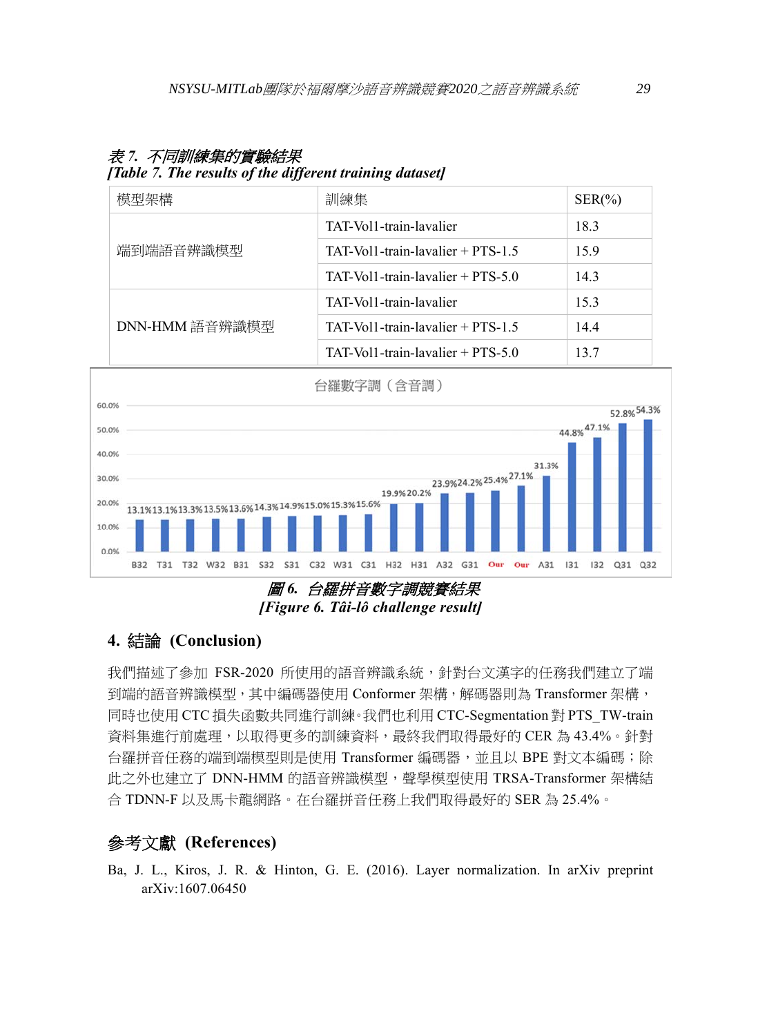*表 7. 不同訓練集的實驗結果*
***[Table 7. The results of the different training dataset]***

| 模型架構 | 訓練集 | SER(%) |
|---|---|---|
| 端到端語音辨識模型 | TAT-Vol1-train-lavalier | 18.3 |
| | TAT-Vol1-train-lavalier + PTS-1.5 | 15.9 |
| | TAT-Vol1-train-lavalier + PTS-5.0 | 14.3 |
| DNN-HMM 語音辨識模型 | TAT-Vol1-train-lavalier | 15.3 |
| | TAT-Vol1-train-lavalier + PTS-1.5 | 14.4 |
| | TAT-Vol1-train-lavalier + PTS-5.0 | 13.7 |

***圖 6. 台羅拼音數字調競賽結果***
***[Figure 6. Tâi-lô challenge result]***

## 4. 結論 (Conclusion)

我們描述了參加 FSR-2020 所使用的語音辨識系統，針對台文漢字的任務我們建立了端到端的語音辨識模型，其中編碼器使用 Conformer 架構，解碼器則為 Transformer 架構，同時也使用 CTC 損失函數共同進行訓練。我們也利用 CTC-Segmentation 對 PTS_TW-train 資料集進行前處理，以取得更多的訓練資料，最終我們取得最好的 CER 為 43.4%。針對台羅拼音任務的端到端模型則是使用 Transformer 編碼器，並且以 BPE 對文本編碼；除此之外也建立了 DNN-HMM 的語音辨識模型，聲學模型使用 TRSA-Transformer 架構結合 TDNN-F 以及馬卡龍網路。在台羅拼音任務上我們取得最好的 SER 為 25.4%。

## 參考文獻 (References)

Ba, J. L., Kiros, J. R. & Hinton, G. E. (2016). Layer normalization. In arXiv preprint arXiv:1607.06450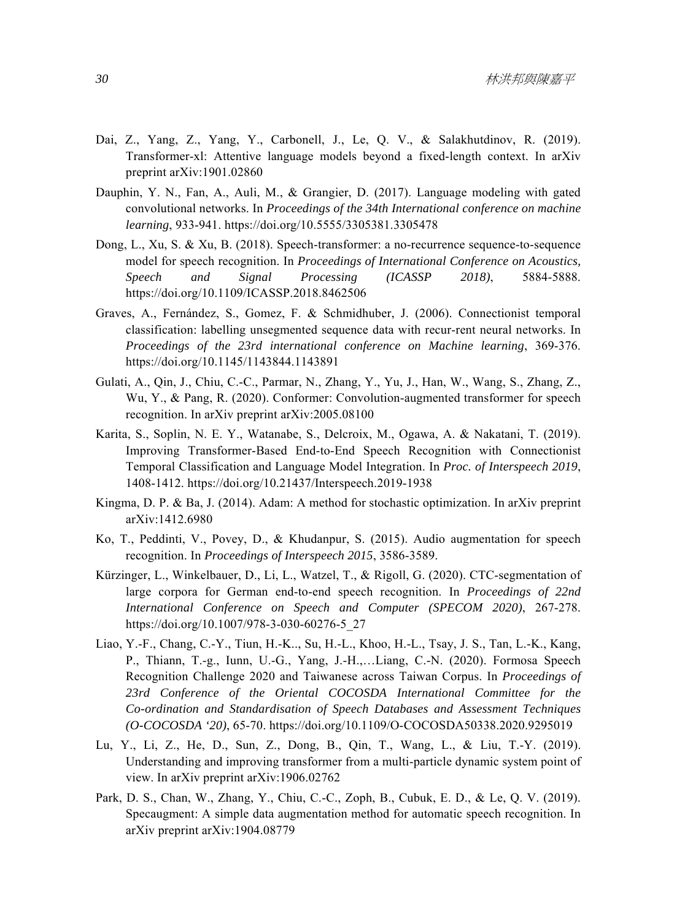Dai, Z., Yang, Z., Yang, Y., Carbonell, J., Le, Q. V., & Salakhutdinov, R. (2019). Transformer-xl: Attentive language models beyond a fixed-length context. In arXiv preprint arXiv:1901.02860

Dauphin, Y. N., Fan, A., Auli, M., & Grangier, D. (2017). Language modeling with gated convolutional networks. In *Proceedings of the 34th International conference on machine learning*, 933-941. https://doi.org/10.5555/3305381.3305478

Dong, L., Xu, S. & Xu, B. (2018). Speech-transformer: a no-recurrence sequence-to-sequence model for speech recognition. In *Proceedings of International Conference on Acoustics, Speech and Signal Processing (ICASSP 2018)*, 5884-5888. https://doi.org/10.1109/ICASSP.2018.8462506

Graves, A., Fernández, S., Gomez, F. & Schmidhuber, J. (2006). Connectionist temporal classification: labelling unsegmented sequence data with recur-rent neural networks. In *Proceedings of the 23rd international conference on Machine learning*, 369-376. https://doi.org/10.1145/1143844.1143891

Gulati, A., Qin, J., Chiu, C.-C., Parmar, N., Zhang, Y., Yu, J., Han, W., Wang, S., Zhang, Z., Wu, Y., & Pang, R. (2020). Conformer: Convolution-augmented transformer for speech recognition. In arXiv preprint arXiv:2005.08100

Karita, S., Soplin, N. E. Y., Watanabe, S., Delcroix, M., Ogawa, A. & Nakatani, T. (2019). Improving Transformer-Based End-to-End Speech Recognition with Connectionist Temporal Classification and Language Model Integration. In *Proc. of Interspeech 2019*, 1408-1412. https://doi.org/10.21437/Interspeech.2019-1938

Kingma, D. P. & Ba, J. (2014). Adam: A method for stochastic optimization. In arXiv preprint arXiv:1412.6980

Ko, T., Peddinti, V., Povey, D., & Khudanpur, S. (2015). Audio augmentation for speech recognition. In *Proceedings of Interspeech 2015*, 3586-3589.

Kürzinger, L., Winkelbauer, D., Li, L., Watzel, T., & Rigoll, G. (2020). CTC-segmentation of large corpora for German end-to-end speech recognition. In *Proceedings of 22nd International Conference on Speech and Computer (SPECOM 2020)*, 267-278. https://doi.org/10.1007/978-3-030-60276-5_27

Liao, Y.-F., Chang, C.-Y., Tiun, H.-K.., Su, H.-L., Khoo, H.-L., Tsay, J. S., Tan, L.-K., Kang, P., Thiann, T.-g., Iunn, U.-G., Yang, J.-H.,…Liang, C.-N. (2020). Formosa Speech Recognition Challenge 2020 and Taiwanese across Taiwan Corpus. In *Proceedings of 23rd Conference of the Oriental COCOSDA International Committee for the Co-ordination and Standardisation of Speech Databases and Assessment Techniques (O-COCOSDA '20)*, 65-70. https://doi.org/10.1109/O-COCOSDA50338.2020.9295019

Lu, Y., Li, Z., He, D., Sun, Z., Dong, B., Qin, T., Wang, L., & Liu, T.-Y. (2019). Understanding and improving transformer from a multi-particle dynamic system point of view. In arXiv preprint arXiv:1906.02762

Park, D. S., Chan, W., Zhang, Y., Chiu, C.-C., Zoph, B., Cubuk, E. D., & Le, Q. V. (2019). Specaugment: A simple data augmentation method for automatic speech recognition. In arXiv preprint arXiv:1904.08779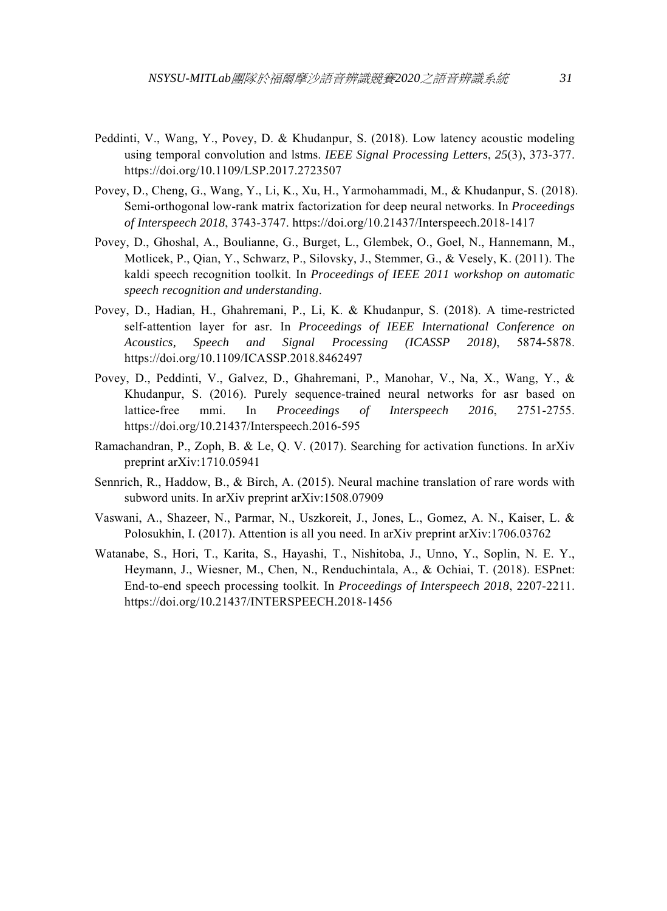Peddinti, V., Wang, Y., Povey, D. & Khudanpur, S. (2018). Low latency acoustic modeling using temporal convolution and lstms. *IEEE Signal Processing Letters*, *25*(3), 373-377. https://doi.org/10.1109/LSP.2017.2723507

Povey, D., Cheng, G., Wang, Y., Li, K., Xu, H., Yarmohammadi, M., & Khudanpur, S. (2018). Semi-orthogonal low-rank matrix factorization for deep neural networks. In *Proceedings of Interspeech 2018*, 3743-3747. https://doi.org/10.21437/Interspeech.2018-1417

Povey, D., Ghoshal, A., Boulianne, G., Burget, L., Glembek, O., Goel, N., Hannemann, M., Motlicek, P., Qian, Y., Schwarz, P., Silovsky, J., Stemmer, G., & Vesely, K. (2011). The kaldi speech recognition toolkit. In *Proceedings of IEEE 2011 workshop on automatic speech recognition and understanding*.

Povey, D., Hadian, H., Ghahremani, P., Li, K. & Khudanpur, S. (2018). A time-restricted self-attention layer for asr. In *Proceedings of IEEE International Conference on Acoustics, Speech and Signal Processing (ICASSP 2018)*, 5874-5878. https://doi.org/10.1109/ICASSP.2018.8462497

Povey, D., Peddinti, V., Galvez, D., Ghahremani, P., Manohar, V., Na, X., Wang, Y., & Khudanpur, S. (2016). Purely sequence-trained neural networks for asr based on lattice-free mmi. In *Proceedings of Interspeech 2016*, 2751-2755. https://doi.org/10.21437/Interspeech.2016-595

Ramachandran, P., Zoph, B. & Le, Q. V. (2017). Searching for activation functions. In arXiv preprint arXiv:1710.05941

Sennrich, R., Haddow, B., & Birch, A. (2015). Neural machine translation of rare words with subword units. In arXiv preprint arXiv:1508.07909

Vaswani, A., Shazeer, N., Parmar, N., Uszkoreit, J., Jones, L., Gomez, A. N., Kaiser, L. & Polosukhin, I. (2017). Attention is all you need. In arXiv preprint arXiv:1706.03762

Watanabe, S., Hori, T., Karita, S., Hayashi, T., Nishitoba, J., Unno, Y., Soplin, N. E. Y., Heymann, J., Wiesner, M., Chen, N., Renduchintala, A., & Ochiai, T. (2018). ESPnet: End-to-end speech processing toolkit. In *Proceedings of Interspeech 2018*, 2207-2211. https://doi.org/10.21437/INTERSPEECH.2018-1456